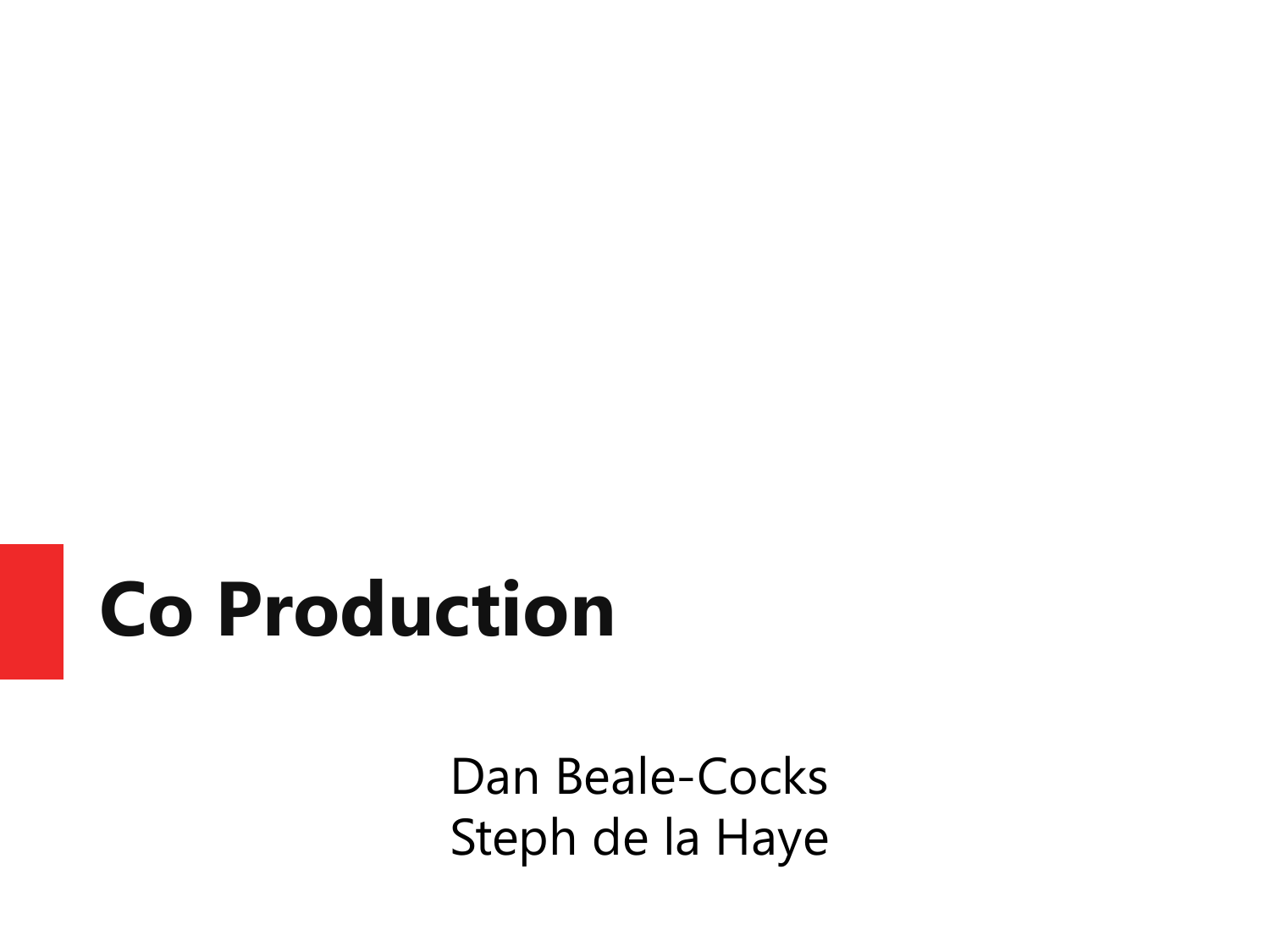# Co Production

Dan Beale-Cocks
Steph de la Haye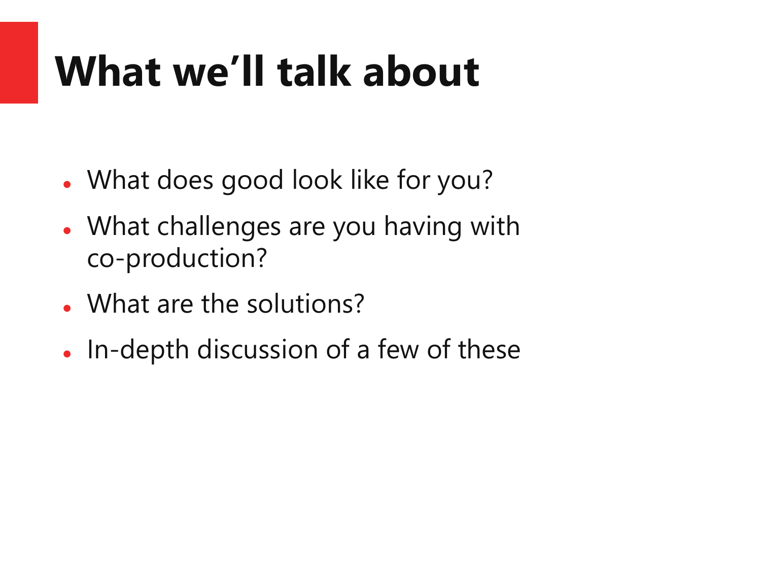# What we'll talk about

- What does good look like for you?
- What challenges are you having with co-production?
- What are the solutions?
- In-depth discussion of a few of these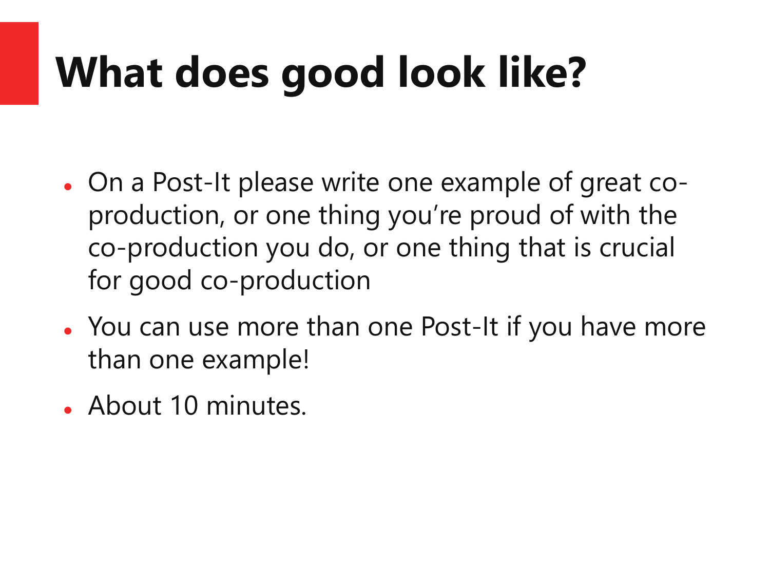# What does good look like?

- On a Post-It please write one example of great co-production, or one thing you're proud of with the co-production you do, or one thing that is crucial for good co-production
- You can use more than one Post-It if you have more than one example!
- About 10 minutes.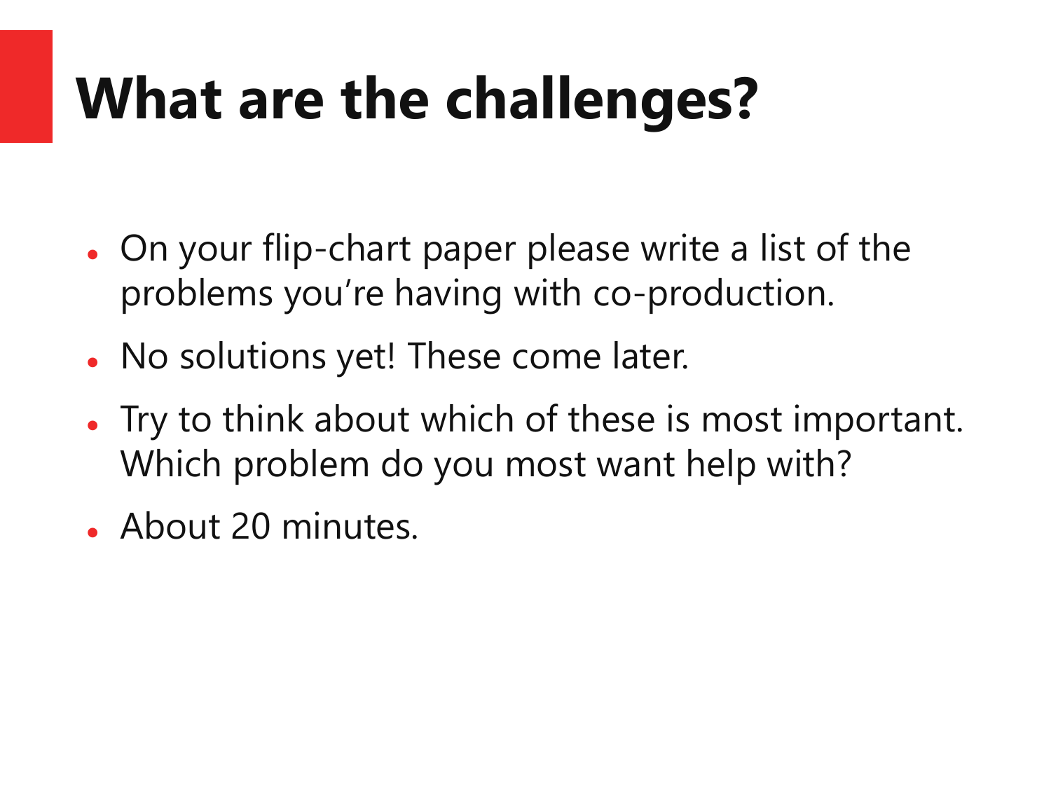# What are the challenges?

- On your flip-chart paper please write a list of the problems you’re having with co-production.
- No solutions yet! These come later.
- Try to think about which of these is most important. Which problem do you most want help with?
- About 20 minutes.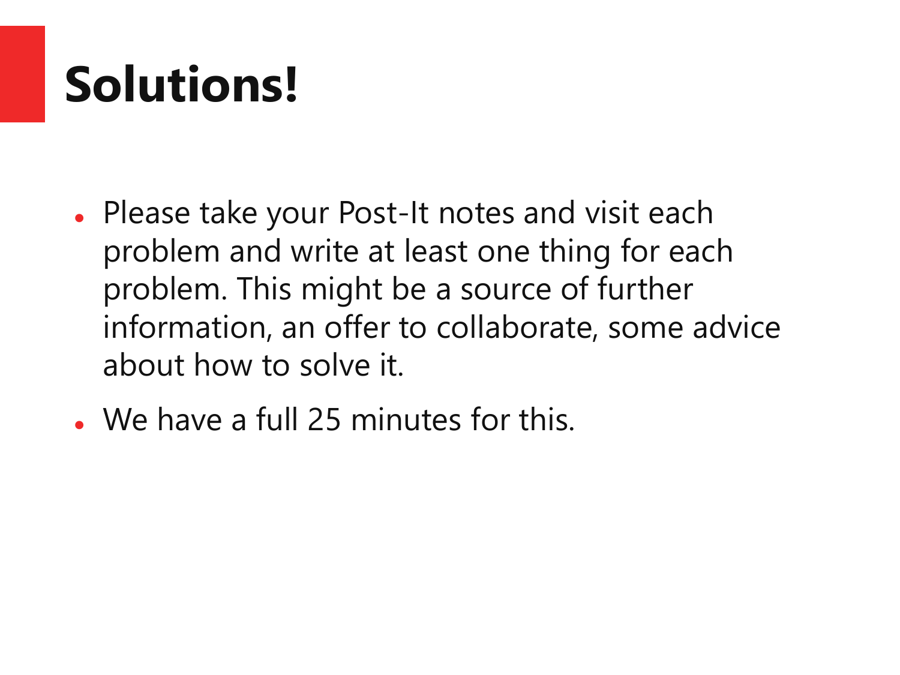# Solutions!

- Please take your Post-It notes and visit each problem and write at least one thing for each problem. This might be a source of further information, an offer to collaborate, some advice about how to solve it.
- We have a full 25 minutes for this.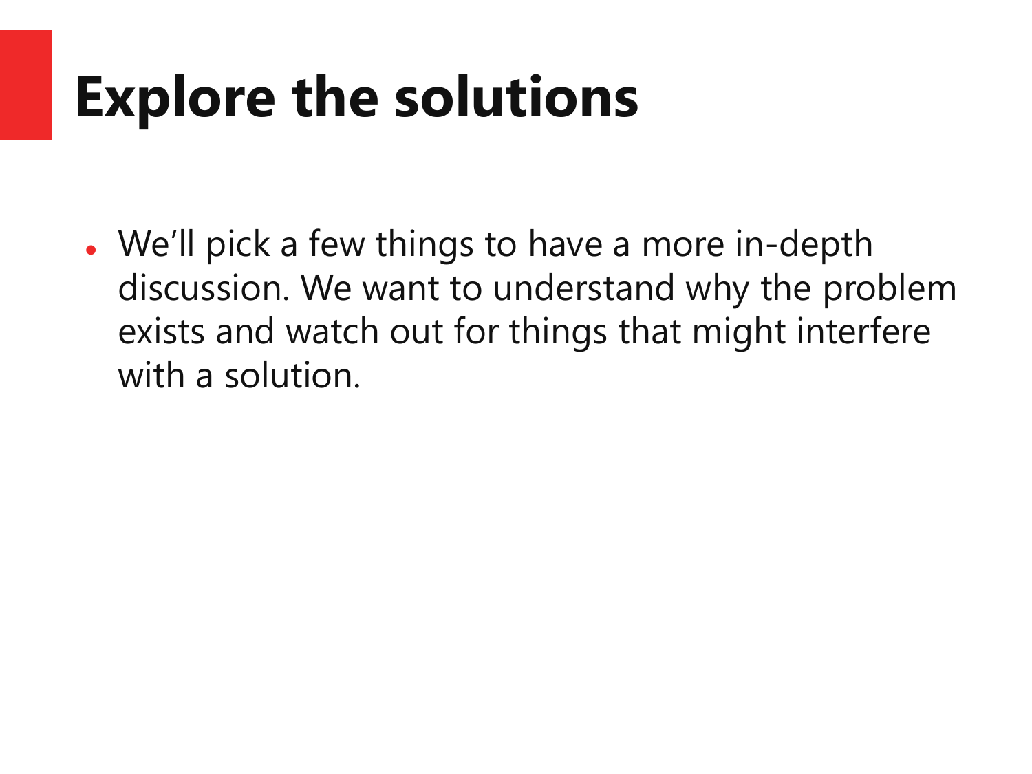# Explore the solutions

- We’ll pick a few things to have a more in-depth discussion. We want to understand why the problem exists and watch out for things that might interfere with a solution.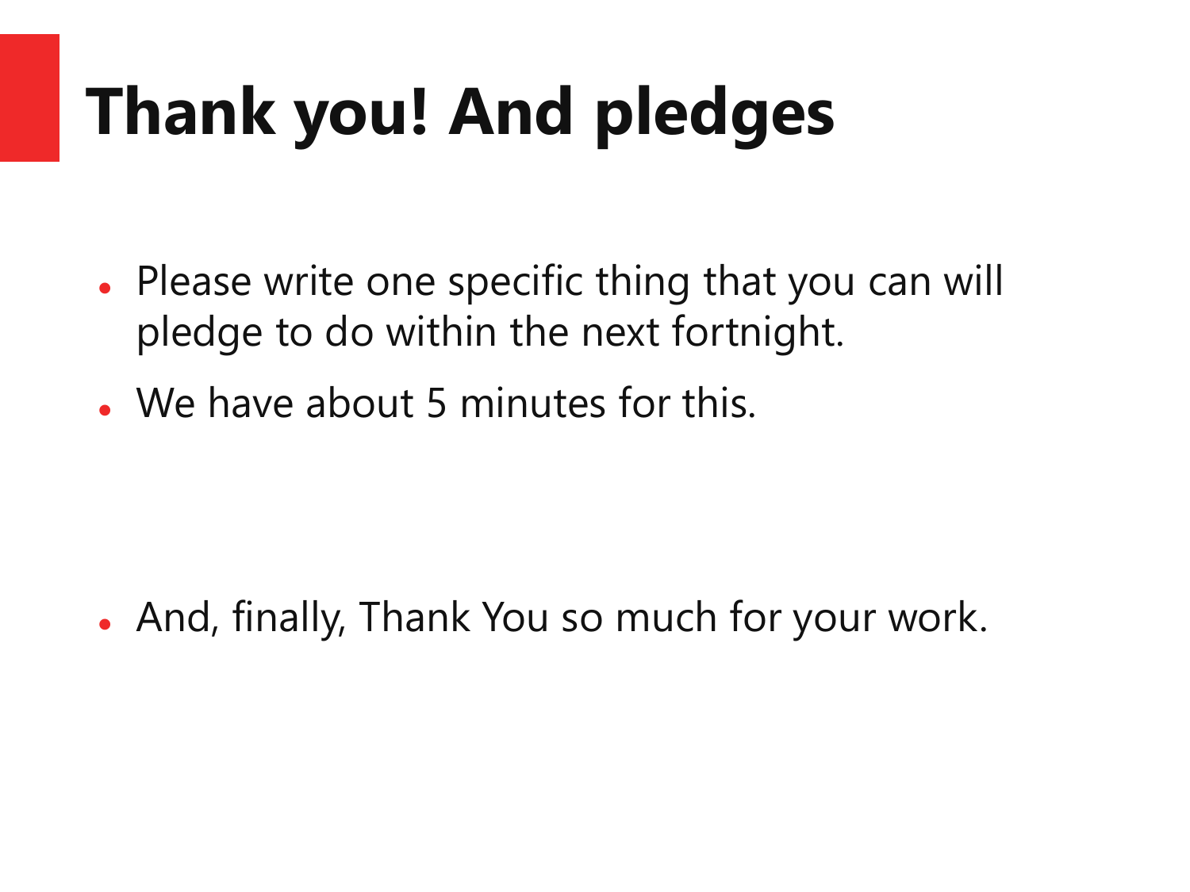# Thank you! And pledges

- Please write one specific thing that you can will pledge to do within the next fortnight.
- We have about 5 minutes for this.

- And, finally, Thank You so much for your work.